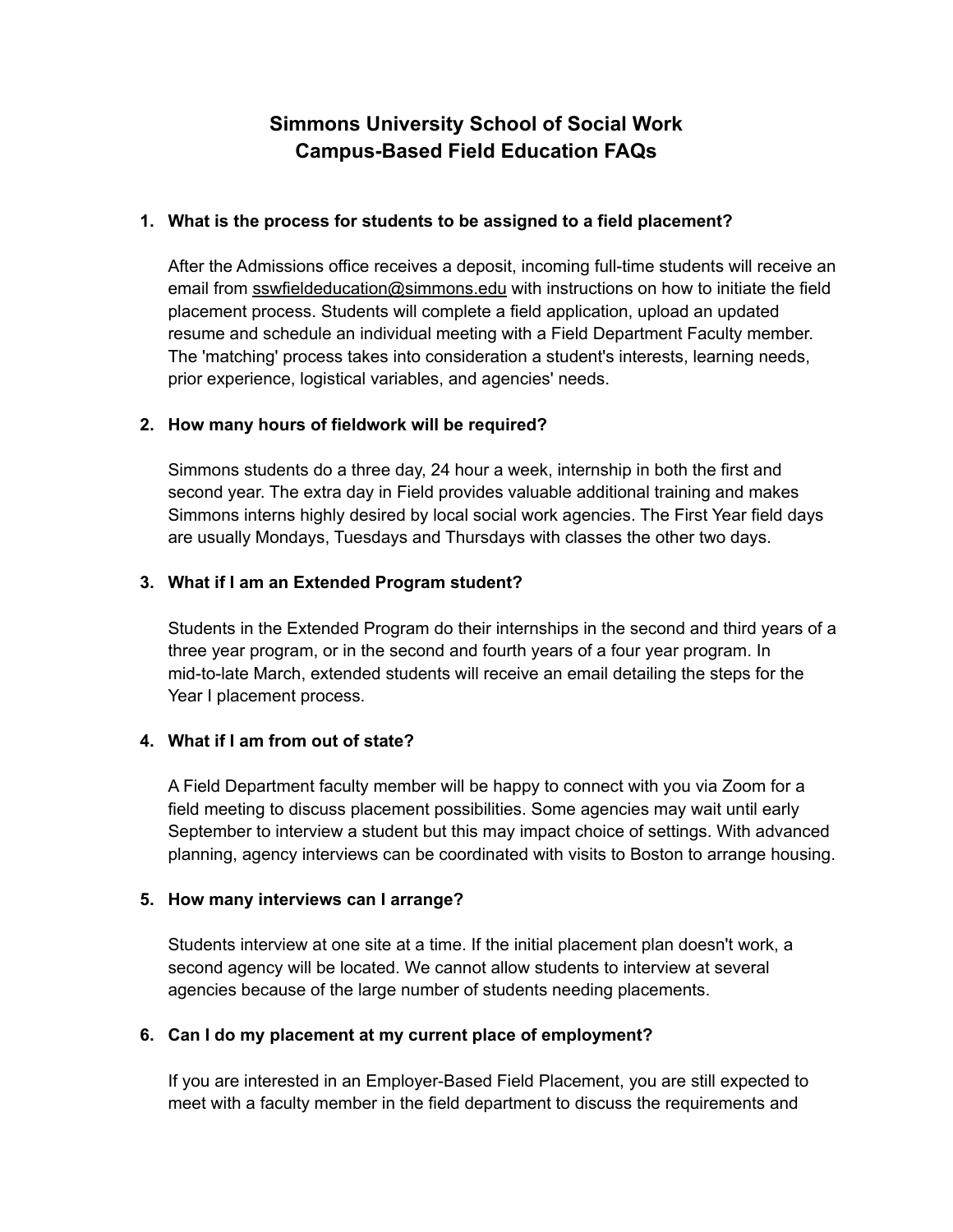# Simmons University School of Social Work
# Campus-Based Field Education FAQs

1. **What is the process for students to be assigned to a field placement?**

   After the Admissions office receives a deposit, incoming full-time students will receive an email from sswfieldeducation@simmons.edu with instructions on how to initiate the field placement process. Students will complete a field application, upload an updated resume and schedule an individual meeting with a Field Department Faculty member. The 'matching' process takes into consideration a student's interests, learning needs, prior experience, logistical variables, and agencies' needs.

2. **How many hours of fieldwork will be required?**

   Simmons students do a three day, 24 hour a week, internship in both the first and second year. The extra day in Field provides valuable additional training and makes Simmons interns highly desired by local social work agencies. The First Year field days are usually Mondays, Tuesdays and Thursdays with classes the other two days.

3. **What if I am an Extended Program student?**

   Students in the Extended Program do their internships in the second and third years of a three year program, or in the second and fourth years of a four year program. In mid-to-late March, extended students will receive an email detailing the steps for the Year I placement process.

4. **What if I am from out of state?**

   A Field Department faculty member will be happy to connect with you via Zoom for a field meeting to discuss placement possibilities. Some agencies may wait until early September to interview a student but this may impact choice of settings. With advanced planning, agency interviews can be coordinated with visits to Boston to arrange housing.

5. **How many interviews can I arrange?**

   Students interview at one site at a time. If the initial placement plan doesn't work, a second agency will be located. We cannot allow students to interview at several agencies because of the large number of students needing placements.

6. **Can I do my placement at my current place of employment?**

   If you are interested in an Employer-Based Field Placement, you are still expected to meet with a faculty member in the field department to discuss the requirements and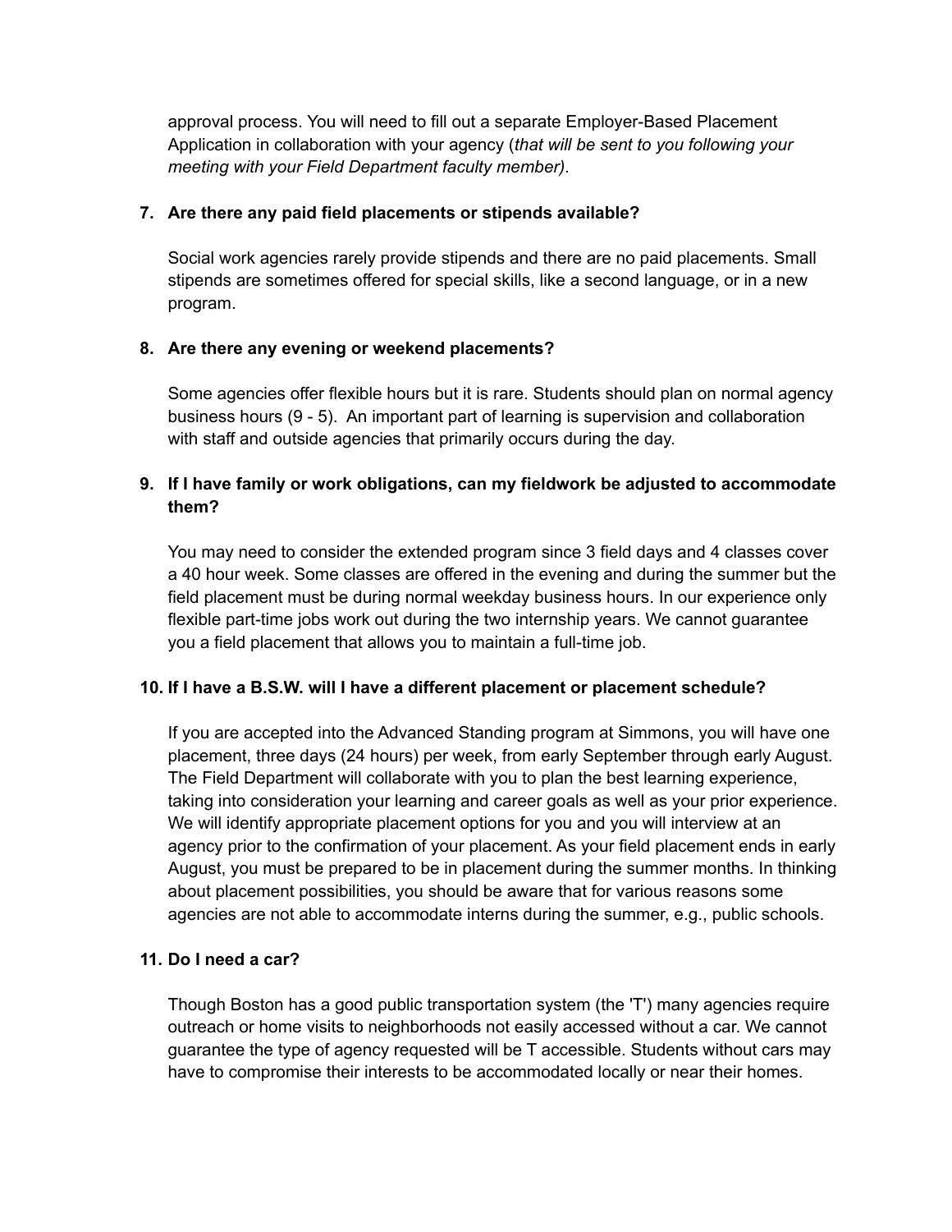approval process. You will need to fill out a separate Employer-Based Placement Application in collaboration with your agency (*that will be sent to you following your meeting with your Field Department faculty member)*.

7. **Are there any paid field placements or stipends available?**

   Social work agencies rarely provide stipends and there are no paid placements. Small stipends are sometimes offered for special skills, like a second language, or in a new program.

8. **Are there any evening or weekend placements?**

   Some agencies offer flexible hours but it is rare. Students should plan on normal agency business hours (9 - 5). An important part of learning is supervision and collaboration with staff and outside agencies that primarily occurs during the day.

9. **If I have family or work obligations, can my fieldwork be adjusted to accommodate them?**

   You may need to consider the extended program since 3 field days and 4 classes cover a 40 hour week. Some classes are offered in the evening and during the summer but the field placement must be during normal weekday business hours. In our experience only flexible part-time jobs work out during the two internship years. We cannot guarantee you a field placement that allows you to maintain a full-time job.

10. **If I have a B.S.W. will I have a different placement or placement schedule?**

    If you are accepted into the Advanced Standing program at Simmons, you will have one placement, three days (24 hours) per week, from early September through early August. The Field Department will collaborate with you to plan the best learning experience, taking into consideration your learning and career goals as well as your prior experience. We will identify appropriate placement options for you and you will interview at an agency prior to the confirmation of your placement. As your field placement ends in early August, you must be prepared to be in placement during the summer months. In thinking about placement possibilities, you should be aware that for various reasons some agencies are not able to accommodate interns during the summer, e.g., public schools.

11. **Do I need a car?**

    Though Boston has a good public transportation system (the 'T') many agencies require outreach or home visits to neighborhoods not easily accessed without a car. We cannot guarantee the type of agency requested will be T accessible. Students without cars may have to compromise their interests to be accommodated locally or near their homes.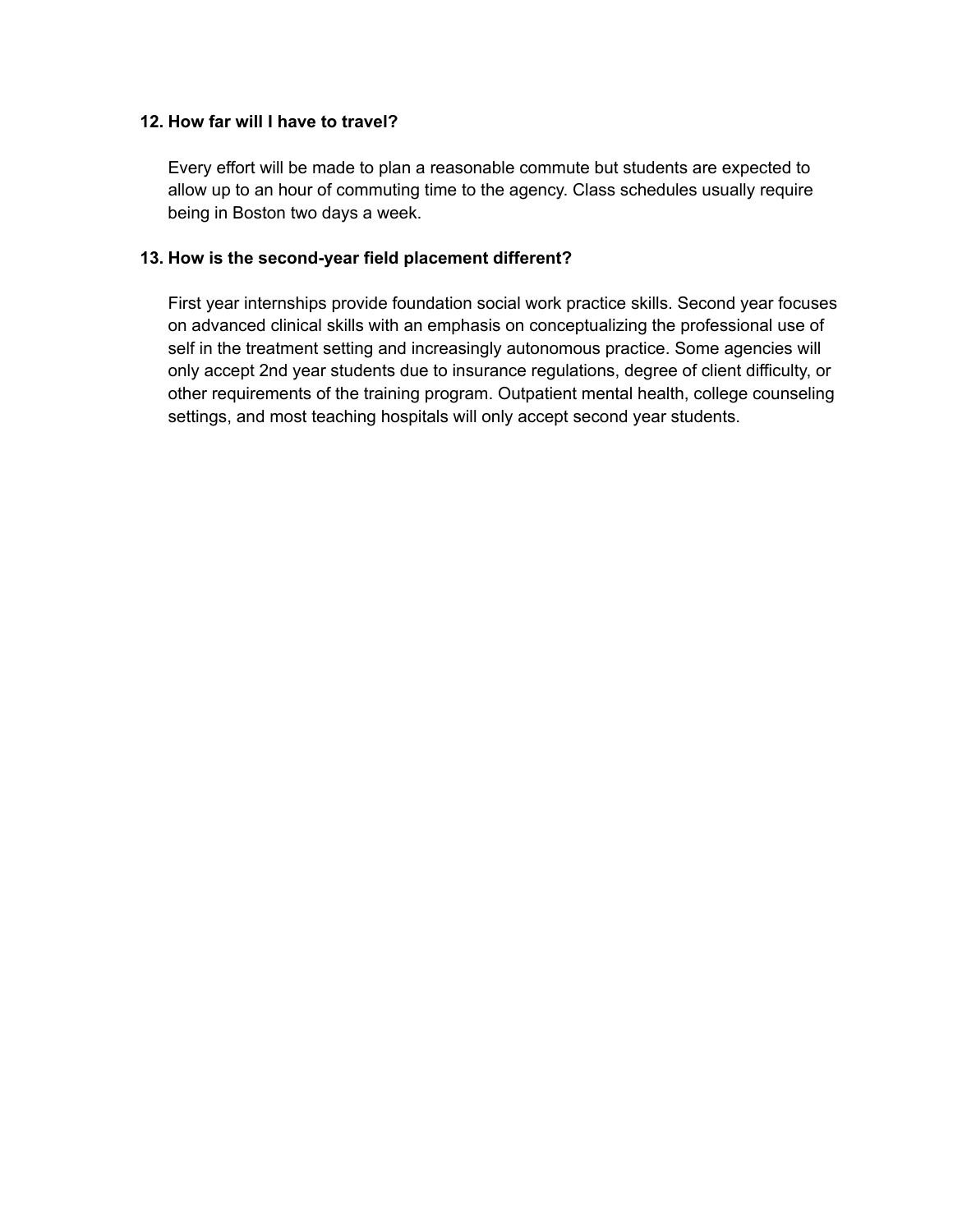**12. How far will I have to travel?**

Every effort will be made to plan a reasonable commute but students are expected to allow up to an hour of commuting time to the agency. Class schedules usually require being in Boston two days a week.

**13. How is the second-year field placement different?**

First year internships provide foundation social work practice skills. Second year focuses on advanced clinical skills with an emphasis on conceptualizing the professional use of self in the treatment setting and increasingly autonomous practice. Some agencies will only accept 2nd year students due to insurance regulations, degree of client difficulty, or other requirements of the training program. Outpatient mental health, college counseling settings, and most teaching hospitals will only accept second year students.